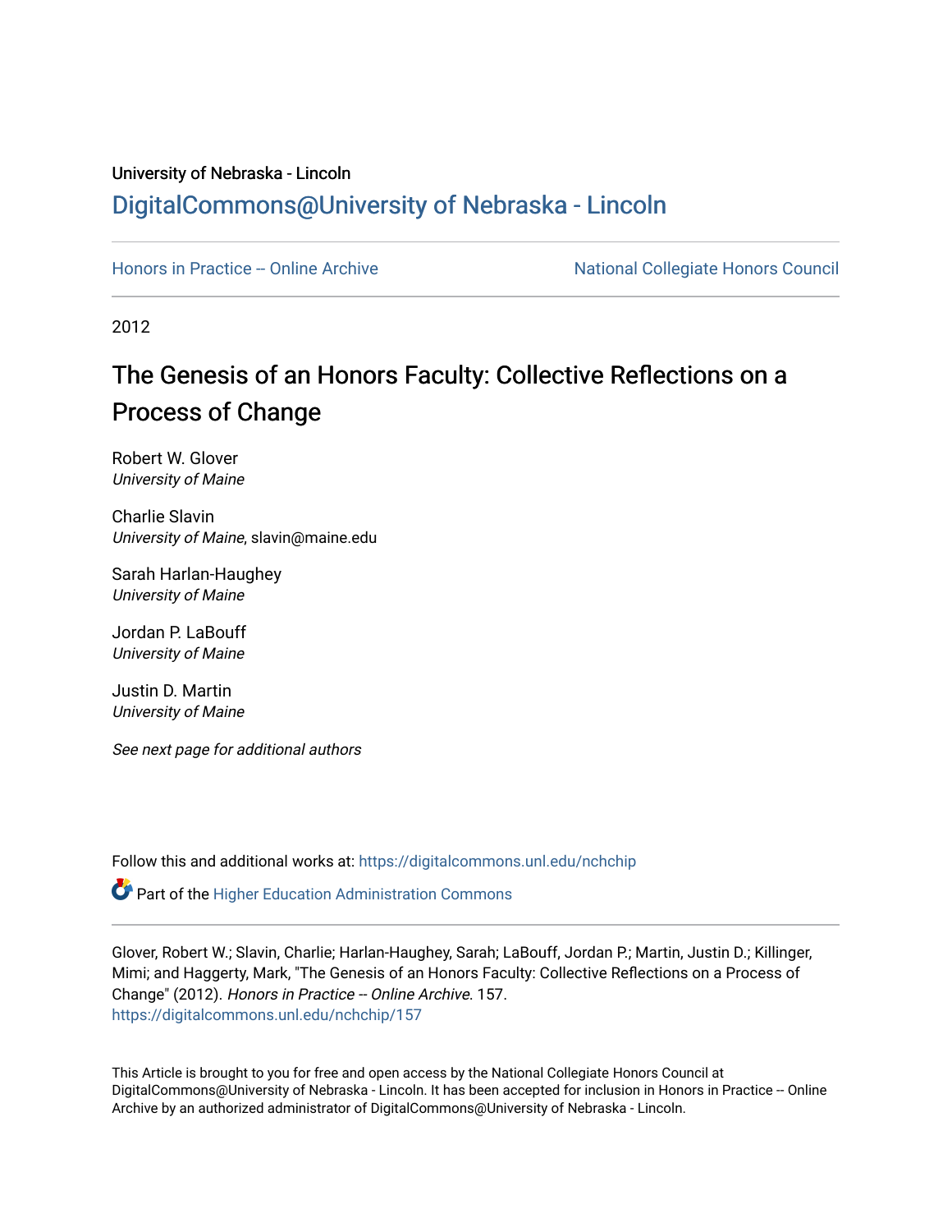University of Nebraska - Lincoln

DigitalCommons@University of Nebraska - Lincoln

Honors in Practice -- Online Archive

National Collegiate Honors Council

2012

# The Genesis of an Honors Faculty: Collective Reflections on a Process of Change

Robert W. Glover
*University of Maine*

Charlie Slavin
*University of Maine*, slavin@maine.edu

Sarah Harlan-Haughey
*University of Maine*

Jordan P. LaBouff
*University of Maine*

Justin D. Martin
*University of Maine*

*See next page for additional authors*

Follow this and additional works at: https://digitalcommons.unl.edu/nchchip

Part of the Higher Education Administration Commons

Glover, Robert W.; Slavin, Charlie; Harlan-Haughey, Sarah; LaBouff, Jordan P.; Martin, Justin D.; Killinger, Mimi; and Haggerty, Mark, "The Genesis of an Honors Faculty: Collective Reflections on a Process of Change" (2012). *Honors in Practice -- Online Archive*. 157.
https://digitalcommons.unl.edu/nchchip/157

This Article is brought to you for free and open access by the National Collegiate Honors Council at DigitalCommons@University of Nebraska - Lincoln. It has been accepted for inclusion in Honors in Practice -- Online Archive by an authorized administrator of DigitalCommons@University of Nebraska - Lincoln.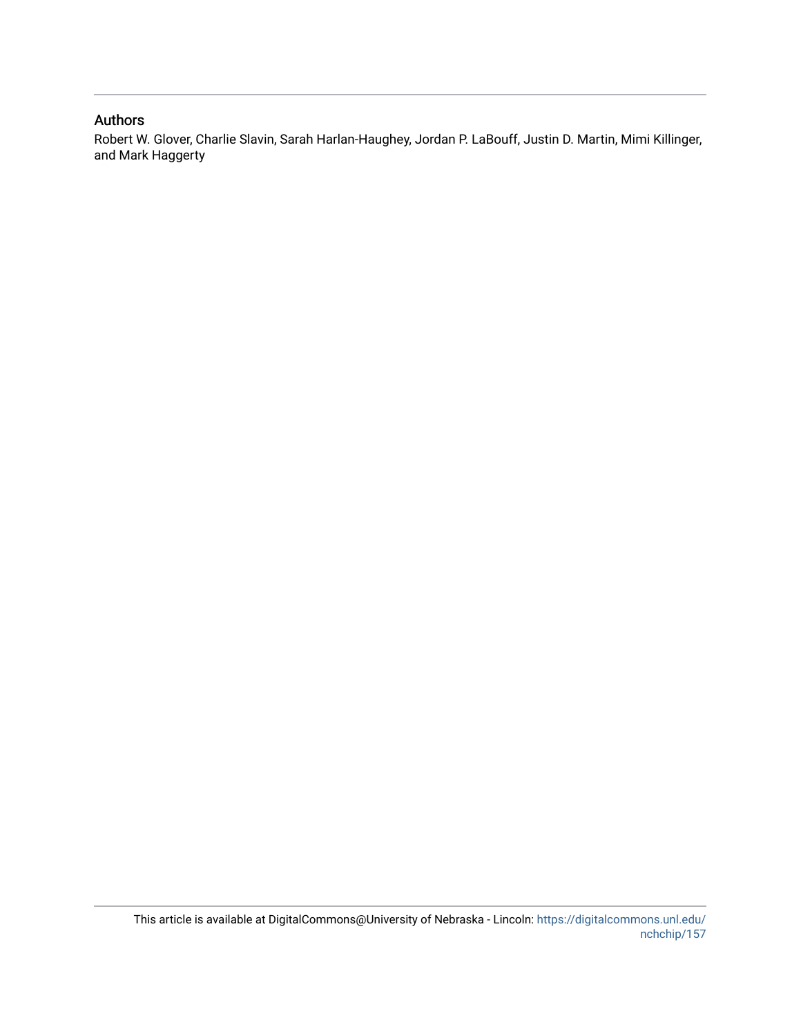## Authors

Robert W. Glover, Charlie Slavin, Sarah Harlan-Haughey, Jordan P. LaBouff, Justin D. Martin, Mimi Killinger, and Mark Haggerty

This article is available at DigitalCommons@University of Nebraska - Lincoln: https://digitalcommons.unl.edu/nchchip/157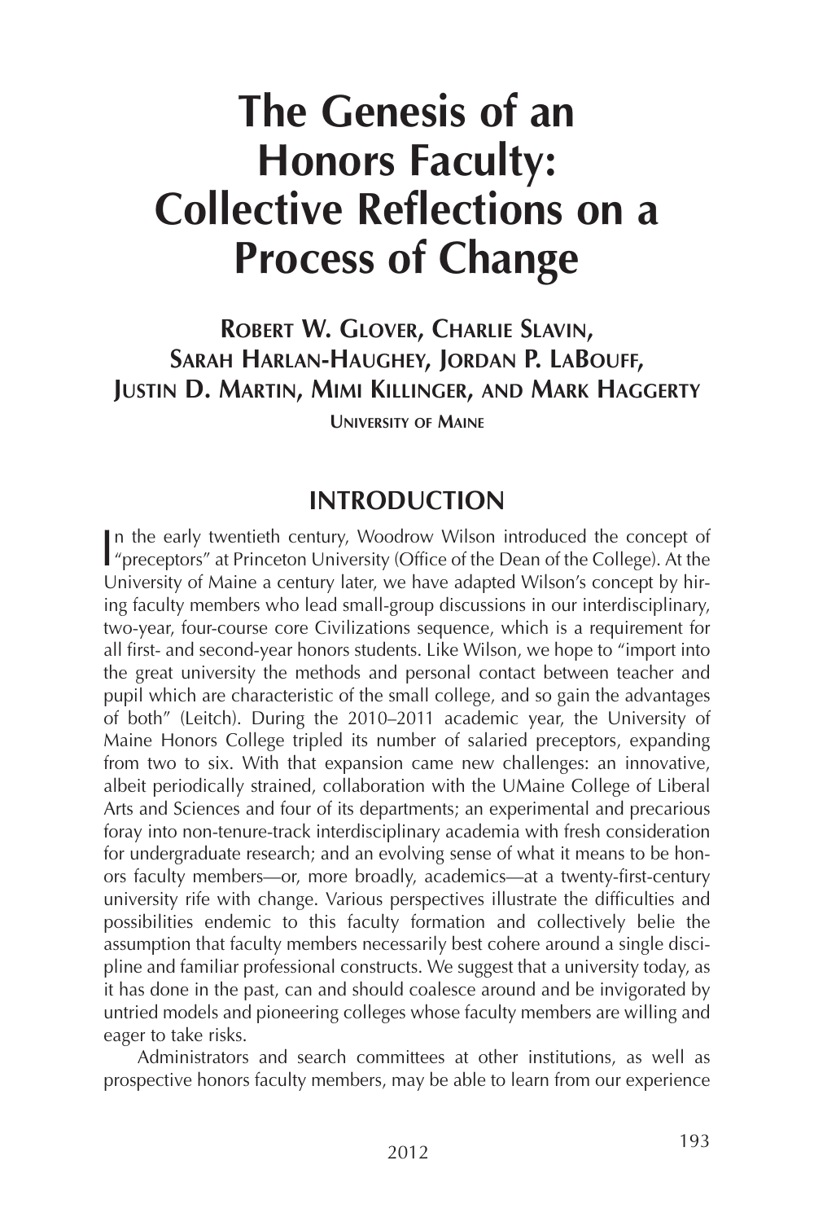# The Genesis of an Honors Faculty: Collective Reflections on a Process of Change

**Robert W. Glover, Charlie Slavin, Sarah Harlan-Haughey, Jordan P. LaBouff, Justin D. Martin, Mimi Killinger, and Mark Haggerty**

**University of Maine**

## INTRODUCTION

In the early twentieth century, Woodrow Wilson introduced the concept of "preceptors" at Princeton University (Office of the Dean of the College). At the University of Maine a century later, we have adapted Wilson's concept by hiring faculty members who lead small-group discussions in our interdisciplinary, two-year, four-course core Civilizations sequence, which is a requirement for all first- and second-year honors students. Like Wilson, we hope to "import into the great university the methods and personal contact between teacher and pupil which are characteristic of the small college, and so gain the advantages of both" (Leitch). During the 2010–2011 academic year, the University of Maine Honors College tripled its number of salaried preceptors, expanding from two to six. With that expansion came new challenges: an innovative, albeit periodically strained, collaboration with the UMaine College of Liberal Arts and Sciences and four of its departments; an experimental and precarious foray into non-tenure-track interdisciplinary academia with fresh consideration for undergraduate research; and an evolving sense of what it means to be honors faculty members—or, more broadly, academics—at a twenty-first-century university rife with change. Various perspectives illustrate the difficulties and possibilities endemic to this faculty formation and collectively belie the assumption that faculty members necessarily best cohere around a single discipline and familiar professional constructs. We suggest that a university today, as it has done in the past, can and should coalesce around and be invigorated by untried models and pioneering colleges whose faculty members are willing and eager to take risks.

Administrators and search committees at other institutions, as well as prospective honors faculty members, may be able to learn from our experience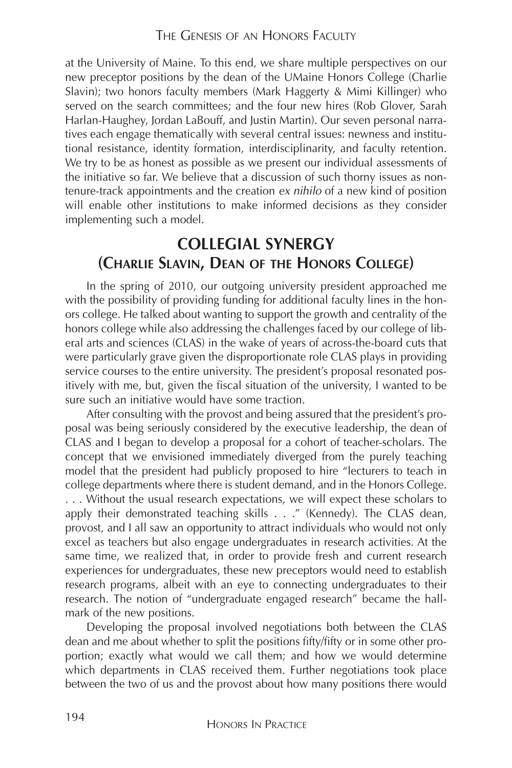at the University of Maine. To this end, we share multiple perspectives on our new preceptor positions by the dean of the UMaine Honors College (Charlie Slavin); two honors faculty members (Mark Haggerty & Mimi Killinger) who served on the search committees; and the four new hires (Rob Glover, Sarah Harlan-Haughey, Jordan LaBouff, and Justin Martin). Our seven personal narratives each engage thematically with several central issues: newness and institutional resistance, identity formation, interdisciplinarity, and faculty retention. We try to be as honest as possible as we present our individual assessments of the initiative so far. We believe that a discussion of such thorny issues as non-tenure-track appointments and the creation *ex nihilo* of a new kind of position will enable other institutions to make informed decisions as they consider implementing such a model.

## COLLEGIAL SYNERGY
### (Charlie Slavin, Dean of the Honors College)

In the spring of 2010, our outgoing university president approached me with the possibility of providing funding for additional faculty lines in the honors college. He talked about wanting to support the growth and centrality of the honors college while also addressing the challenges faced by our college of liberal arts and sciences (CLAS) in the wake of years of across-the-board cuts that were particularly grave given the disproportionate role CLAS plays in providing service courses to the entire university. The president's proposal resonated positively with me, but, given the fiscal situation of the university, I wanted to be sure such an initiative would have some traction.

After consulting with the provost and being assured that the president's proposal was being seriously considered by the executive leadership, the dean of CLAS and I began to develop a proposal for a cohort of teacher-scholars. The concept that we envisioned immediately diverged from the purely teaching model that the president had publicly proposed to hire "lecturers to teach in college departments where there is student demand, and in the Honors College. . . . Without the usual research expectations, we will expect these scholars to apply their demonstrated teaching skills . . ." (Kennedy). The CLAS dean, provost, and I all saw an opportunity to attract individuals who would not only excel as teachers but also engage undergraduates in research activities. At the same time, we realized that, in order to provide fresh and current research experiences for undergraduates, these new preceptors would need to establish research programs, albeit with an eye to connecting undergraduates to their research. The notion of "undergraduate engaged research" became the hallmark of the new positions.

Developing the proposal involved negotiations both between the CLAS dean and me about whether to split the positions fifty/fifty or in some other proportion; exactly what would we call them; and how we would determine which departments in CLAS received them. Further negotiations took place between the two of us and the provost about how many positions there would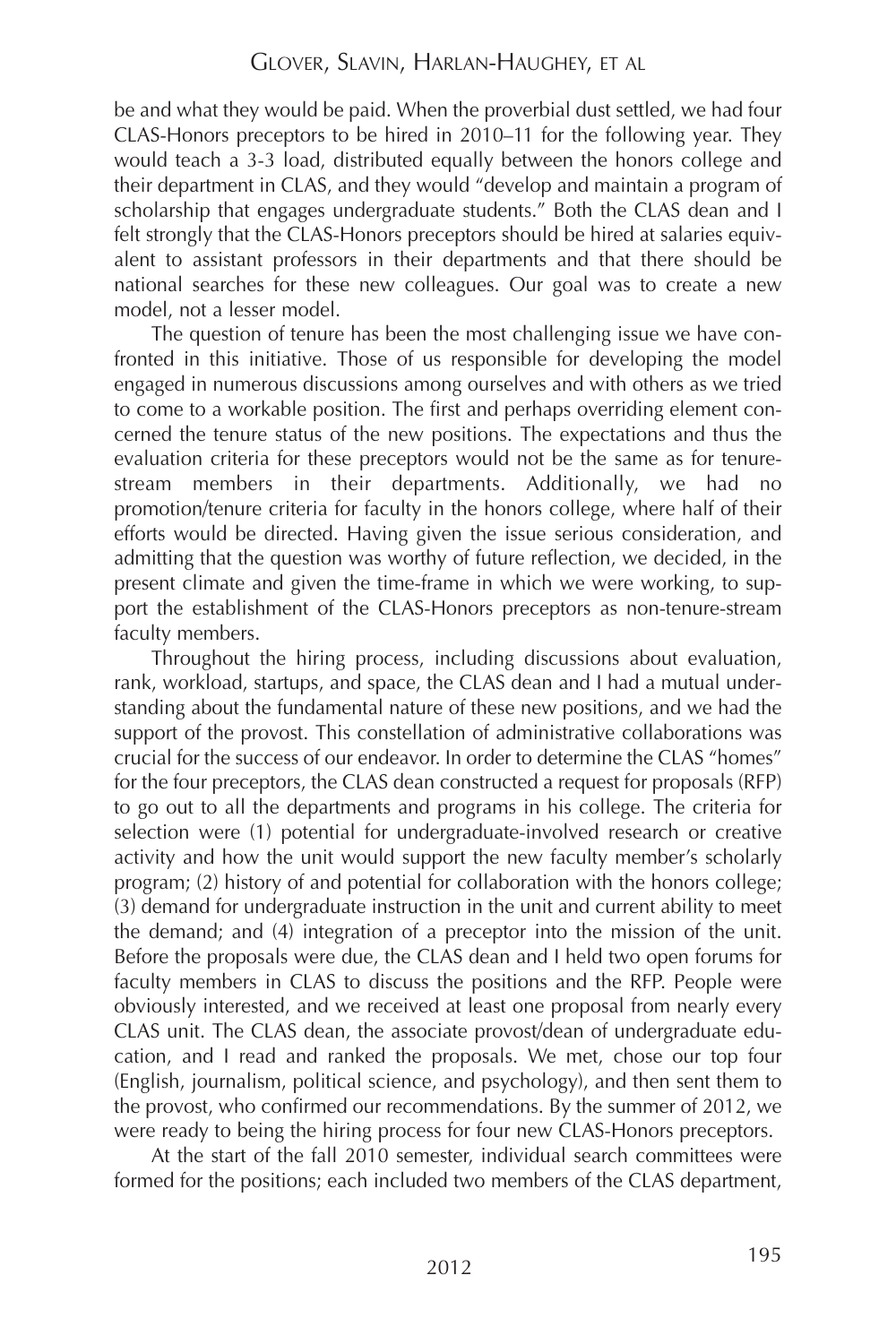be and what they would be paid. When the proverbial dust settled, we had four CLAS-Honors preceptors to be hired in 2010–11 for the following year. They would teach a 3-3 load, distributed equally between the honors college and their department in CLAS, and they would "develop and maintain a program of scholarship that engages undergraduate students." Both the CLAS dean and I felt strongly that the CLAS-Honors preceptors should be hired at salaries equivalent to assistant professors in their departments and that there should be national searches for these new colleagues. Our goal was to create a new model, not a lesser model.

The question of tenure has been the most challenging issue we have confronted in this initiative. Those of us responsible for developing the model engaged in numerous discussions among ourselves and with others as we tried to come to a workable position. The first and perhaps overriding element concerned the tenure status of the new positions. The expectations and thus the evaluation criteria for these preceptors would not be the same as for tenure-stream members in their departments. Additionally, we had no promotion/tenure criteria for faculty in the honors college, where half of their efforts would be directed. Having given the issue serious consideration, and admitting that the question was worthy of future reflection, we decided, in the present climate and given the time-frame in which we were working, to support the establishment of the CLAS-Honors preceptors as non-tenure-stream faculty members.

Throughout the hiring process, including discussions about evaluation, rank, workload, startups, and space, the CLAS dean and I had a mutual understanding about the fundamental nature of these new positions, and we had the support of the provost. This constellation of administrative collaborations was crucial for the success of our endeavor. In order to determine the CLAS "homes" for the four preceptors, the CLAS dean constructed a request for proposals (RFP) to go out to all the departments and programs in his college. The criteria for selection were (1) potential for undergraduate-involved research or creative activity and how the unit would support the new faculty member's scholarly program; (2) history of and potential for collaboration with the honors college; (3) demand for undergraduate instruction in the unit and current ability to meet the demand; and (4) integration of a preceptor into the mission of the unit. Before the proposals were due, the CLAS dean and I held two open forums for faculty members in CLAS to discuss the positions and the RFP. People were obviously interested, and we received at least one proposal from nearly every CLAS unit. The CLAS dean, the associate provost/dean of undergraduate education, and I read and ranked the proposals. We met, chose our top four (English, journalism, political science, and psychology), and then sent them to the provost, who confirmed our recommendations. By the summer of 2012, we were ready to being the hiring process for four new CLAS-Honors preceptors.

At the start of the fall 2010 semester, individual search committees were formed for the positions; each included two members of the CLAS department,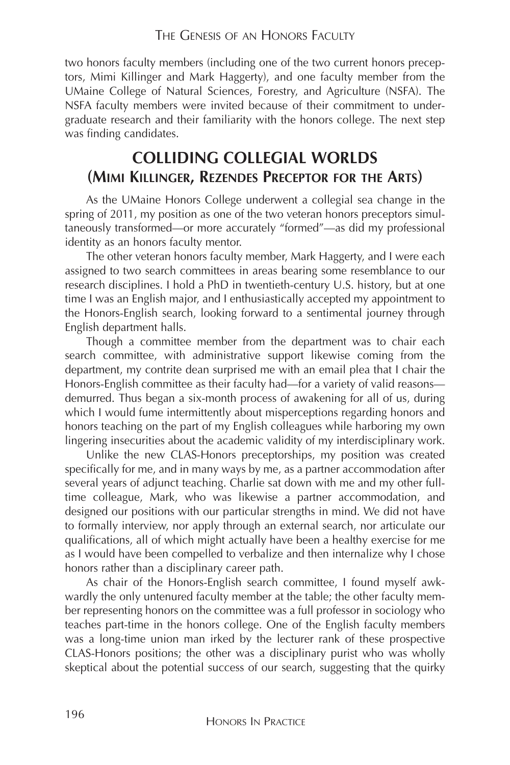two honors faculty members (including one of the two current honors preceptors, Mimi Killinger and Mark Haggerty), and one faculty member from the UMaine College of Natural Sciences, Forestry, and Agriculture (NSFA). The NSFA faculty members were invited because of their commitment to undergraduate research and their familiarity with the honors college. The next step was finding candidates.

## COLLIDING COLLEGIAL WORLDS (MIMI KILLINGER, REZENDES PRECEPTOR FOR THE ARTS)

As the UMaine Honors College underwent a collegial sea change in the spring of 2011, my position as one of the two veteran honors preceptors simultaneously transformed—or more accurately "formed"—as did my professional identity as an honors faculty mentor.

The other veteran honors faculty member, Mark Haggerty, and I were each assigned to two search committees in areas bearing some resemblance to our research disciplines. I hold a PhD in twentieth-century U.S. history, but at one time I was an English major, and I enthusiastically accepted my appointment to the Honors-English search, looking forward to a sentimental journey through English department halls.

Though a committee member from the department was to chair each search committee, with administrative support likewise coming from the department, my contrite dean surprised me with an email plea that I chair the Honors-English committee as their faculty had—for a variety of valid reasons—demurred. Thus began a six-month process of awakening for all of us, during which I would fume intermittently about misperceptions regarding honors and honors teaching on the part of my English colleagues while harboring my own lingering insecurities about the academic validity of my interdisciplinary work.

Unlike the new CLAS-Honors preceptorships, my position was created specifically for me, and in many ways by me, as a partner accommodation after several years of adjunct teaching. Charlie sat down with me and my other full-time colleague, Mark, who was likewise a partner accommodation, and designed our positions with our particular strengths in mind. We did not have to formally interview, nor apply through an external search, nor articulate our qualifications, all of which might actually have been a healthy exercise for me as I would have been compelled to verbalize and then internalize why I chose honors rather than a disciplinary career path.

As chair of the Honors-English search committee, I found myself awkwardly the only untenured faculty member at the table; the other faculty member representing honors on the committee was a full professor in sociology who teaches part-time in the honors college. One of the English faculty members was a long-time union man irked by the lecturer rank of these prospective CLAS-Honors positions; the other was a disciplinary purist who was wholly skeptical about the potential success of our search, suggesting that the quirky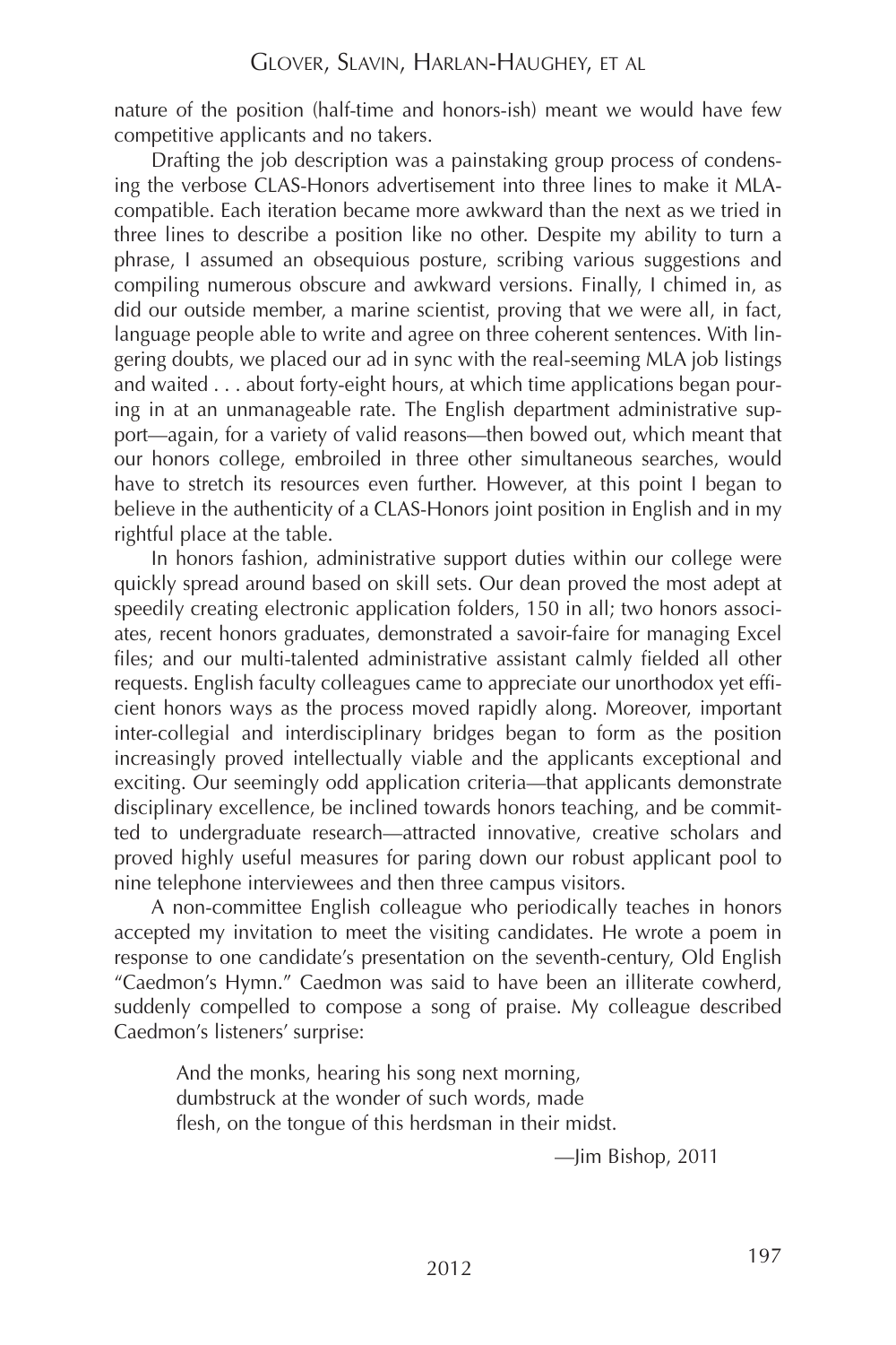nature of the position (half-time and honors-ish) meant we would have few competitive applicants and no takers.

Drafting the job description was a painstaking group process of condensing the verbose CLAS-Honors advertisement into three lines to make it MLA-compatible. Each iteration became more awkward than the next as we tried in three lines to describe a position like no other. Despite my ability to turn a phrase, I assumed an obsequious posture, scribing various suggestions and compiling numerous obscure and awkward versions. Finally, I chimed in, as did our outside member, a marine scientist, proving that we were all, in fact, language people able to write and agree on three coherent sentences. With lingering doubts, we placed our ad in sync with the real-seeming MLA job listings and waited . . . about forty-eight hours, at which time applications began pouring in at an unmanageable rate. The English department administrative support—again, for a variety of valid reasons—then bowed out, which meant that our honors college, embroiled in three other simultaneous searches, would have to stretch its resources even further. However, at this point I began to believe in the authenticity of a CLAS-Honors joint position in English and in my rightful place at the table.

In honors fashion, administrative support duties within our college were quickly spread around based on skill sets. Our dean proved the most adept at speedily creating electronic application folders, 150 in all; two honors associates, recent honors graduates, demonstrated a savoir-faire for managing Excel files; and our multi-talented administrative assistant calmly fielded all other requests. English faculty colleagues came to appreciate our unorthodox yet efficient honors ways as the process moved rapidly along. Moreover, important inter-collegial and interdisciplinary bridges began to form as the position increasingly proved intellectually viable and the applicants exceptional and exciting. Our seemingly odd application criteria—that applicants demonstrate disciplinary excellence, be inclined towards honors teaching, and be committed to undergraduate research—attracted innovative, creative scholars and proved highly useful measures for paring down our robust applicant pool to nine telephone interviewees and then three campus visitors.

A non-committee English colleague who periodically teaches in honors accepted my invitation to meet the visiting candidates. He wrote a poem in response to one candidate's presentation on the seventh-century, Old English "Caedmon's Hymn." Caedmon was said to have been an illiterate cowherd, suddenly compelled to compose a song of praise. My colleague described Caedmon's listeners' surprise:

> And the monks, hearing his song next morning,
> dumbstruck at the wonder of such words, made
> flesh, on the tongue of this herdsman in their midst.
>
> —Jim Bishop, 2011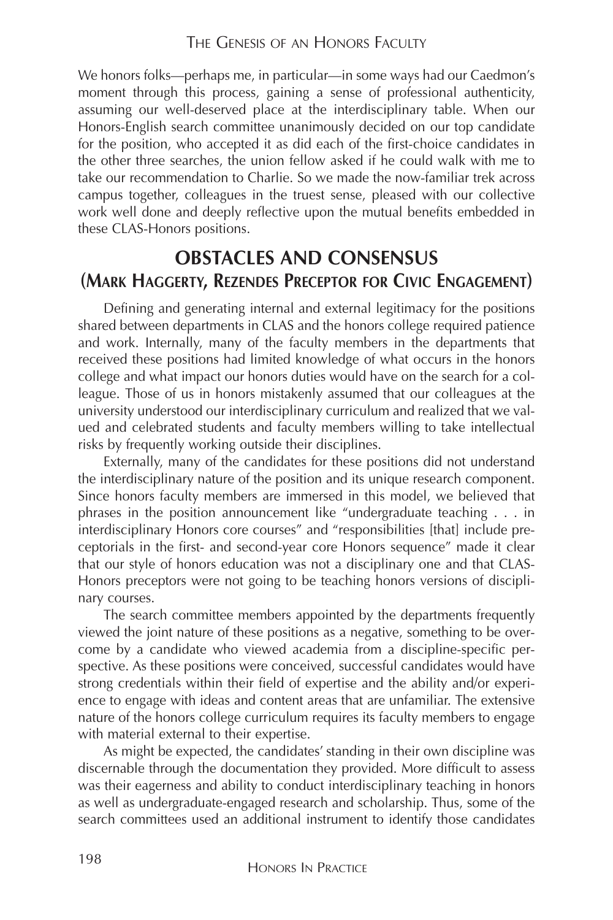We honors folks—perhaps me, in particular—in some ways had our Caedmon's moment through this process, gaining a sense of professional authenticity, assuming our well-deserved place at the interdisciplinary table. When our Honors-English search committee unanimously decided on our top candidate for the position, who accepted it as did each of the first-choice candidates in the other three searches, the union fellow asked if he could walk with me to take our recommendation to Charlie. So we made the now-familiar trek across campus together, colleagues in the truest sense, pleased with our collective work well done and deeply reflective upon the mutual benefits embedded in these CLAS-Honors positions.

## OBSTACLES AND CONSENSUS
### (Mark Haggerty, Rezendes Preceptor for Civic Engagement)

Defining and generating internal and external legitimacy for the positions shared between departments in CLAS and the honors college required patience and work. Internally, many of the faculty members in the departments that received these positions had limited knowledge of what occurs in the honors college and what impact our honors duties would have on the search for a colleague. Those of us in honors mistakenly assumed that our colleagues at the university understood our interdisciplinary curriculum and realized that we valued and celebrated students and faculty members willing to take intellectual risks by frequently working outside their disciplines.

Externally, many of the candidates for these positions did not understand the interdisciplinary nature of the position and its unique research component. Since honors faculty members are immersed in this model, we believed that phrases in the position announcement like "undergraduate teaching . . . in interdisciplinary Honors core courses" and "responsibilities [that] include preceptorials in the first- and second-year core Honors sequence" made it clear that our style of honors education was not a disciplinary one and that CLAS-Honors preceptors were not going to be teaching honors versions of disciplinary courses.

The search committee members appointed by the departments frequently viewed the joint nature of these positions as a negative, something to be overcome by a candidate who viewed academia from a discipline-specific perspective. As these positions were conceived, successful candidates would have strong credentials within their field of expertise and the ability and/or experience to engage with ideas and content areas that are unfamiliar. The extensive nature of the honors college curriculum requires its faculty members to engage with material external to their expertise.

As might be expected, the candidates' standing in their own discipline was discernable through the documentation they provided. More difficult to assess was their eagerness and ability to conduct interdisciplinary teaching in honors as well as undergraduate-engaged research and scholarship. Thus, some of the search committees used an additional instrument to identify those candidates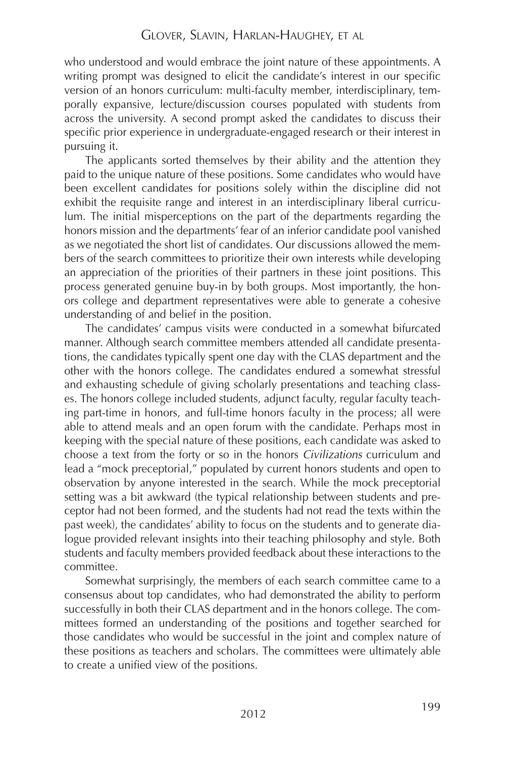who understood and would embrace the joint nature of these appointments. A writing prompt was designed to elicit the candidate's interest in our specific version of an honors curriculum: multi-faculty member, interdisciplinary, temporally expansive, lecture/discussion courses populated with students from across the university. A second prompt asked the candidates to discuss their specific prior experience in undergraduate-engaged research or their interest in pursuing it.

The applicants sorted themselves by their ability and the attention they paid to the unique nature of these positions. Some candidates who would have been excellent candidates for positions solely within the discipline did not exhibit the requisite range and interest in an interdisciplinary liberal curriculum. The initial misperceptions on the part of the departments regarding the honors mission and the departments' fear of an inferior candidate pool vanished as we negotiated the short list of candidates. Our discussions allowed the members of the search committees to prioritize their own interests while developing an appreciation of the priorities of their partners in these joint positions. This process generated genuine buy-in by both groups. Most importantly, the honors college and department representatives were able to generate a cohesive understanding of and belief in the position.

The candidates' campus visits were conducted in a somewhat bifurcated manner. Although search committee members attended all candidate presentations, the candidates typically spent one day with the CLAS department and the other with the honors college. The candidates endured a somewhat stressful and exhausting schedule of giving scholarly presentations and teaching classes. The honors college included students, adjunct faculty, regular faculty teaching part-time in honors, and full-time honors faculty in the process; all were able to attend meals and an open forum with the candidate. Perhaps most in keeping with the special nature of these positions, each candidate was asked to choose a text from the forty or so in the honors *Civilizations* curriculum and lead a "mock preceptorial," populated by current honors students and open to observation by anyone interested in the search. While the mock preceptorial setting was a bit awkward (the typical relationship between students and preceptor had not been formed, and the students had not read the texts within the past week), the candidates' ability to focus on the students and to generate dialogue provided relevant insights into their teaching philosophy and style. Both students and faculty members provided feedback about these interactions to the committee.

Somewhat surprisingly, the members of each search committee came to a consensus about top candidates, who had demonstrated the ability to perform successfully in both their CLAS department and in the honors college. The committees formed an understanding of the positions and together searched for those candidates who would be successful in the joint and complex nature of these positions as teachers and scholars. The committees were ultimately able to create a unified view of the positions.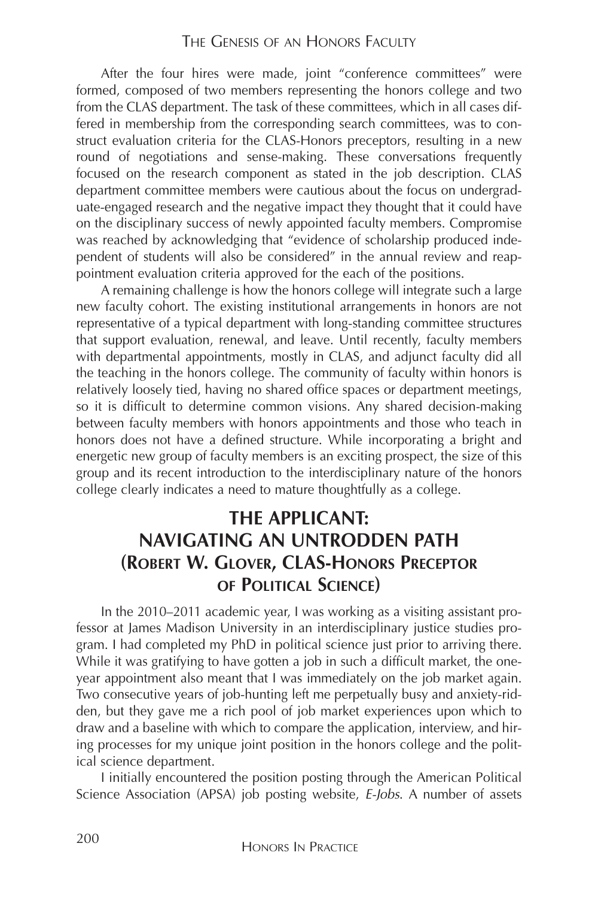After the four hires were made, joint "conference committees" were formed, composed of two members representing the honors college and two from the CLAS department. The task of these committees, which in all cases differed in membership from the corresponding search committees, was to construct evaluation criteria for the CLAS-Honors preceptors, resulting in a new round of negotiations and sense-making. These conversations frequently focused on the research component as stated in the job description. CLAS department committee members were cautious about the focus on undergraduate-engaged research and the negative impact they thought that it could have on the disciplinary success of newly appointed faculty members. Compromise was reached by acknowledging that "evidence of scholarship produced independent of students will also be considered" in the annual review and reappointment evaluation criteria approved for the each of the positions.

A remaining challenge is how the honors college will integrate such a large new faculty cohort. The existing institutional arrangements in honors are not representative of a typical department with long-standing committee structures that support evaluation, renewal, and leave. Until recently, faculty members with departmental appointments, mostly in CLAS, and adjunct faculty did all the teaching in the honors college. The community of faculty within honors is relatively loosely tied, having no shared office spaces or department meetings, so it is difficult to determine common visions. Any shared decision-making between faculty members with honors appointments and those who teach in honors does not have a defined structure. While incorporating a bright and energetic new group of faculty members is an exciting prospect, the size of this group and its recent introduction to the interdisciplinary nature of the honors college clearly indicates a need to mature thoughtfully as a college.

## THE APPLICANT: NAVIGATING AN UNTRODDEN PATH (ROBERT W. GLOVER, CLAS-HONORS PRECEPTOR OF POLITICAL SCIENCE)

In the 2010–2011 academic year, I was working as a visiting assistant professor at James Madison University in an interdisciplinary justice studies program. I had completed my PhD in political science just prior to arriving there. While it was gratifying to have gotten a job in such a difficult market, the one-year appointment also meant that I was immediately on the job market again. Two consecutive years of job-hunting left me perpetually busy and anxiety-ridden, but they gave me a rich pool of job market experiences upon which to draw and a baseline with which to compare the application, interview, and hiring processes for my unique joint position in the honors college and the political science department.

I initially encountered the position posting through the American Political Science Association (APSA) job posting website, *E-Jobs*. A number of assets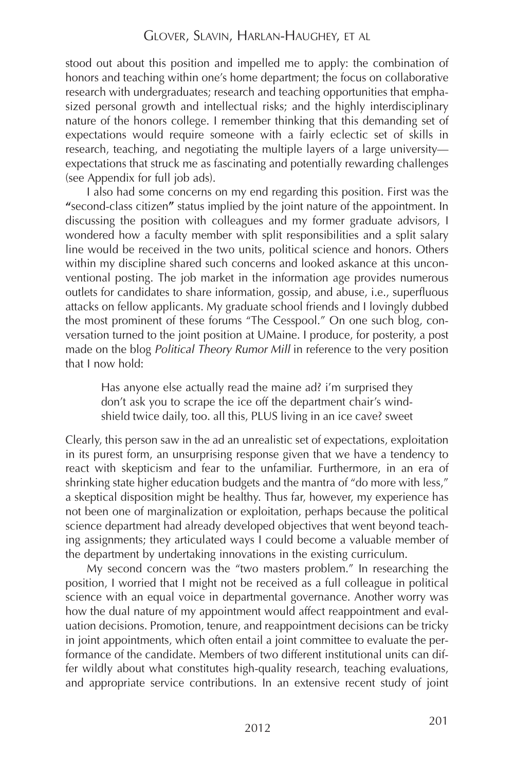stood out about this position and impelled me to apply: the combination of honors and teaching within one's home department; the focus on collaborative research with undergraduates; research and teaching opportunities that emphasized personal growth and intellectual risks; and the highly interdisciplinary nature of the honors college. I remember thinking that this demanding set of expectations would require someone with a fairly eclectic set of skills in research, teaching, and negotiating the multiple layers of a large university—expectations that struck me as fascinating and potentially rewarding challenges (see Appendix for full job ads).

I also had some concerns on my end regarding this position. First was the "second-class citizen" status implied by the joint nature of the appointment. In discussing the position with colleagues and my former graduate advisors, I wondered how a faculty member with split responsibilities and a split salary line would be received in the two units, political science and honors. Others within my discipline shared such concerns and looked askance at this unconventional posting. The job market in the information age provides numerous outlets for candidates to share information, gossip, and abuse, i.e., superfluous attacks on fellow applicants. My graduate school friends and I lovingly dubbed the most prominent of these forums "The Cesspool." On one such blog, conversation turned to the joint position at UMaine. I produce, for posterity, a post made on the blog *Political Theory Rumor Mill* in reference to the very position that I now hold:

> Has anyone else actually read the maine ad? i'm surprised they don't ask you to scrape the ice off the department chair's windshield twice daily, too. all this, PLUS living in an ice cave? sweet

Clearly, this person saw in the ad an unrealistic set of expectations, exploitation in its purest form, an unsurprising response given that we have a tendency to react with skepticism and fear to the unfamiliar. Furthermore, in an era of shrinking state higher education budgets and the mantra of "do more with less," a skeptical disposition might be healthy. Thus far, however, my experience has not been one of marginalization or exploitation, perhaps because the political science department had already developed objectives that went beyond teaching assignments; they articulated ways I could become a valuable member of the department by undertaking innovations in the existing curriculum.

My second concern was the "two masters problem." In researching the position, I worried that I might not be received as a full colleague in political science with an equal voice in departmental governance. Another worry was how the dual nature of my appointment would affect reappointment and evaluation decisions. Promotion, tenure, and reappointment decisions can be tricky in joint appointments, which often entail a joint committee to evaluate the performance of the candidate. Members of two different institutional units can differ wildly about what constitutes high-quality research, teaching evaluations, and appropriate service contributions. In an extensive recent study of joint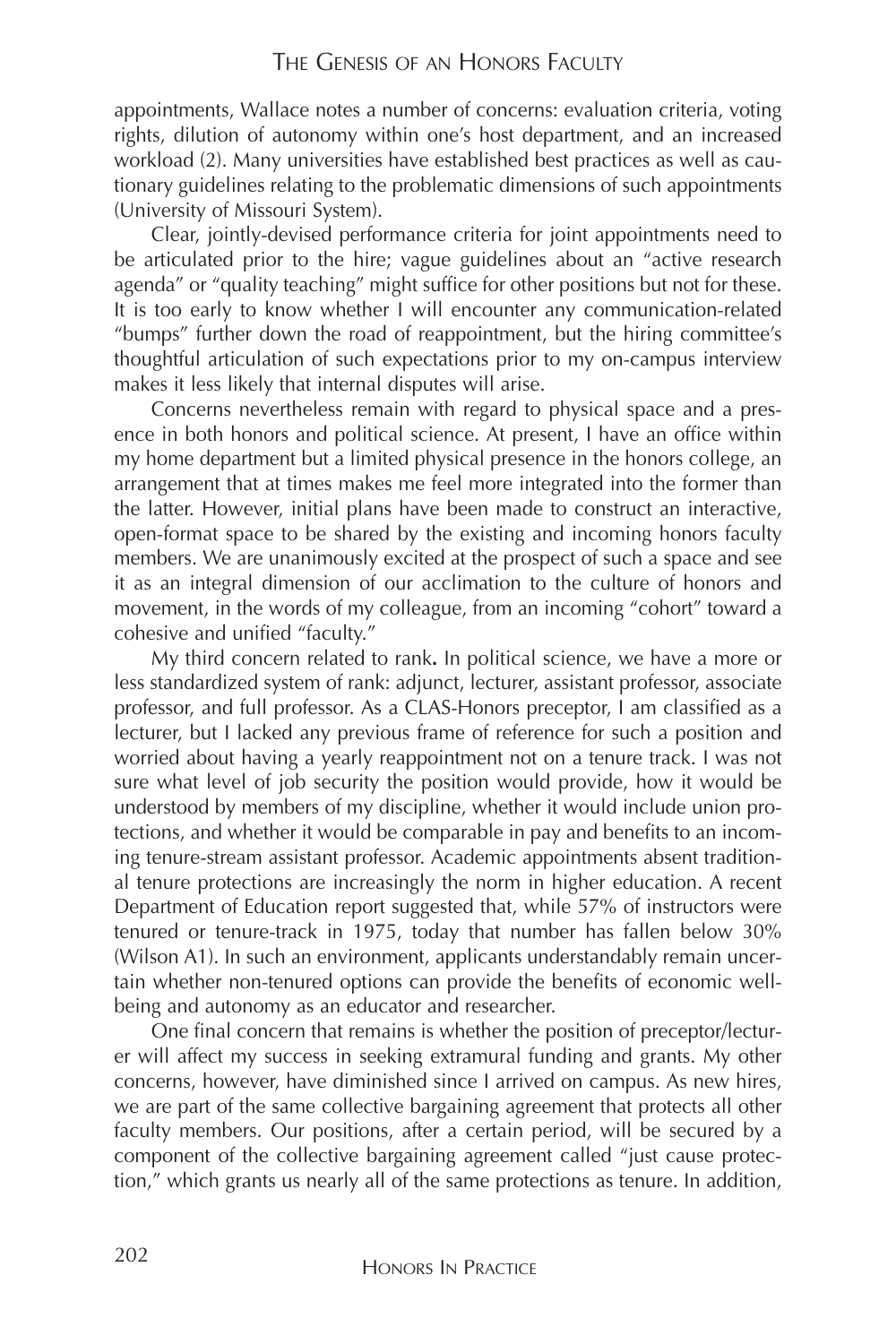appointments, Wallace notes a number of concerns: evaluation criteria, voting rights, dilution of autonomy within one's host department, and an increased workload (2). Many universities have established best practices as well as cautionary guidelines relating to the problematic dimensions of such appointments (University of Missouri System).

Clear, jointly-devised performance criteria for joint appointments need to be articulated prior to the hire; vague guidelines about an "active research agenda" or "quality teaching" might suffice for other positions but not for these. It is too early to know whether I will encounter any communication-related "bumps" further down the road of reappointment, but the hiring committee's thoughtful articulation of such expectations prior to my on-campus interview makes it less likely that internal disputes will arise.

Concerns nevertheless remain with regard to physical space and a presence in both honors and political science. At present, I have an office within my home department but a limited physical presence in the honors college, an arrangement that at times makes me feel more integrated into the former than the latter. However, initial plans have been made to construct an interactive, open-format space to be shared by the existing and incoming honors faculty members. We are unanimously excited at the prospect of such a space and see it as an integral dimension of our acclimation to the culture of honors and movement, in the words of my colleague, from an incoming "cohort" toward a cohesive and unified "faculty."

My third concern related to rank**.** In political science, we have a more or less standardized system of rank: adjunct, lecturer, assistant professor, associate professor, and full professor. As a CLAS-Honors preceptor, I am classified as a lecturer, but I lacked any previous frame of reference for such a position and worried about having a yearly reappointment not on a tenure track. I was not sure what level of job security the position would provide, how it would be understood by members of my discipline, whether it would include union protections, and whether it would be comparable in pay and benefits to an incoming tenure-stream assistant professor. Academic appointments absent traditional tenure protections are increasingly the norm in higher education. A recent Department of Education report suggested that, while 57% of instructors were tenured or tenure-track in 1975, today that number has fallen below 30% (Wilson A1). In such an environment, applicants understandably remain uncertain whether non-tenured options can provide the benefits of economic well-being and autonomy as an educator and researcher.

One final concern that remains is whether the position of preceptor/lecturer will affect my success in seeking extramural funding and grants. My other concerns, however, have diminished since I arrived on campus. As new hires, we are part of the same collective bargaining agreement that protects all other faculty members. Our positions, after a certain period, will be secured by a component of the collective bargaining agreement called "just cause protection," which grants us nearly all of the same protections as tenure. In addition,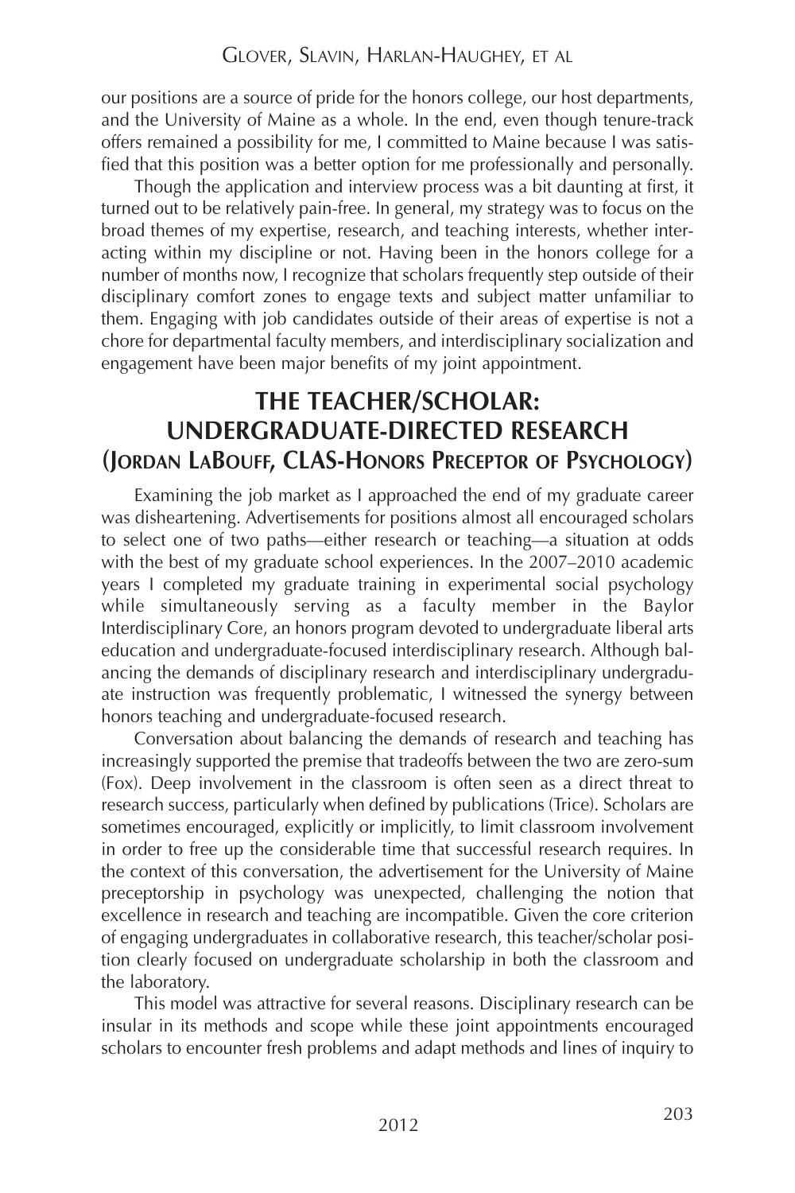our positions are a source of pride for the honors college, our host departments, and the University of Maine as a whole. In the end, even though tenure-track offers remained a possibility for me, I committed to Maine because I was satisfied that this position was a better option for me professionally and personally.

Though the application and interview process was a bit daunting at first, it turned out to be relatively pain-free. In general, my strategy was to focus on the broad themes of my expertise, research, and teaching interests, whether interacting within my discipline or not. Having been in the honors college for a number of months now, I recognize that scholars frequently step outside of their disciplinary comfort zones to engage texts and subject matter unfamiliar to them. Engaging with job candidates outside of their areas of expertise is not a chore for departmental faculty members, and interdisciplinary socialization and engagement have been major benefits of my joint appointment.

## THE TEACHER/SCHOLAR: UNDERGRADUATE-DIRECTED RESEARCH (JORDAN LABOUFF, CLAS-HONORS PRECEPTOR OF PSYCHOLOGY)

Examining the job market as I approached the end of my graduate career was disheartening. Advertisements for positions almost all encouraged scholars to select one of two paths—either research or teaching—a situation at odds with the best of my graduate school experiences. In the 2007–2010 academic years I completed my graduate training in experimental social psychology while simultaneously serving as a faculty member in the Baylor Interdisciplinary Core, an honors program devoted to undergraduate liberal arts education and undergraduate-focused interdisciplinary research. Although balancing the demands of disciplinary research and interdisciplinary undergraduate instruction was frequently problematic, I witnessed the synergy between honors teaching and undergraduate-focused research.

Conversation about balancing the demands of research and teaching has increasingly supported the premise that tradeoffs between the two are zero-sum (Fox). Deep involvement in the classroom is often seen as a direct threat to research success, particularly when defined by publications (Trice). Scholars are sometimes encouraged, explicitly or implicitly, to limit classroom involvement in order to free up the considerable time that successful research requires. In the context of this conversation, the advertisement for the University of Maine preceptorship in psychology was unexpected, challenging the notion that excellence in research and teaching are incompatible. Given the core criterion of engaging undergraduates in collaborative research, this teacher/scholar position clearly focused on undergraduate scholarship in both the classroom and the laboratory.

This model was attractive for several reasons. Disciplinary research can be insular in its methods and scope while these joint appointments encouraged scholars to encounter fresh problems and adapt methods and lines of inquiry to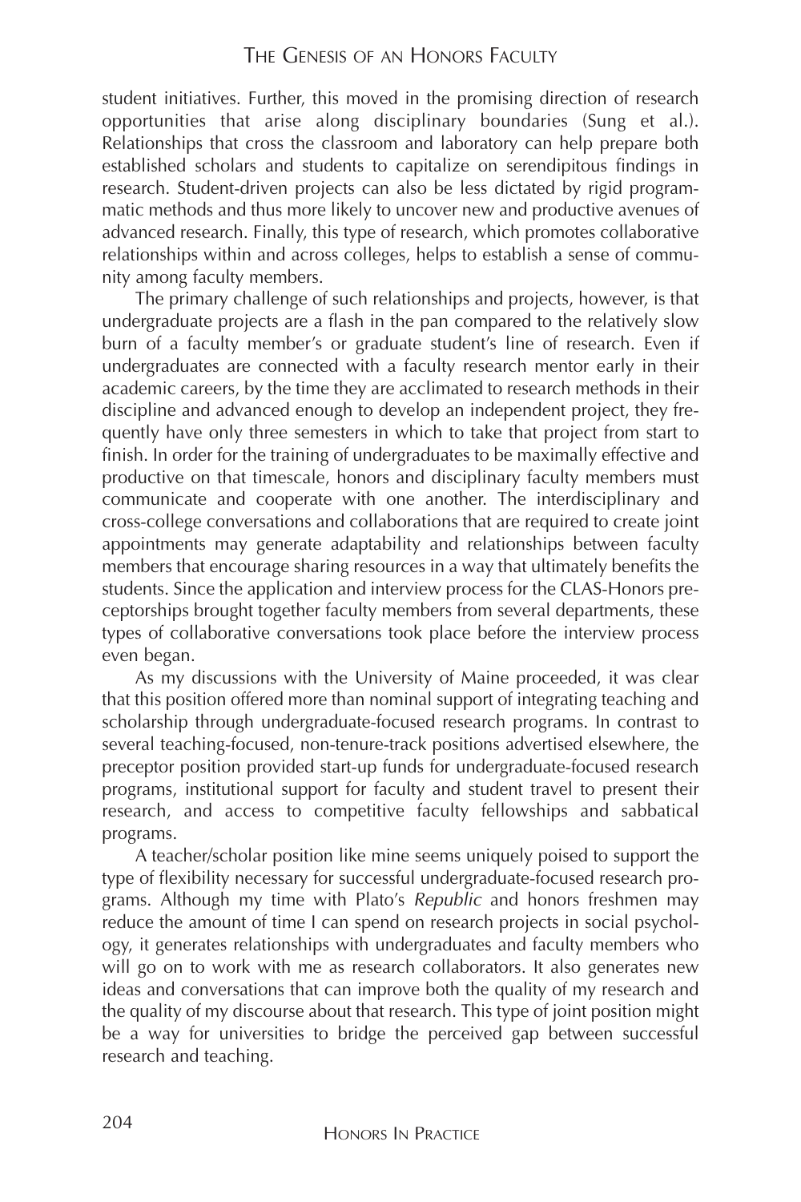student initiatives. Further, this moved in the promising direction of research opportunities that arise along disciplinary boundaries (Sung et al.). Relationships that cross the classroom and laboratory can help prepare both established scholars and students to capitalize on serendipitous findings in research. Student-driven projects can also be less dictated by rigid programmatic methods and thus more likely to uncover new and productive avenues of advanced research. Finally, this type of research, which promotes collaborative relationships within and across colleges, helps to establish a sense of community among faculty members.

The primary challenge of such relationships and projects, however, is that undergraduate projects are a flash in the pan compared to the relatively slow burn of a faculty member's or graduate student's line of research. Even if undergraduates are connected with a faculty research mentor early in their academic careers, by the time they are acclimated to research methods in their discipline and advanced enough to develop an independent project, they frequently have only three semesters in which to take that project from start to finish. In order for the training of undergraduates to be maximally effective and productive on that timescale, honors and disciplinary faculty members must communicate and cooperate with one another. The interdisciplinary and cross-college conversations and collaborations that are required to create joint appointments may generate adaptability and relationships between faculty members that encourage sharing resources in a way that ultimately benefits the students. Since the application and interview process for the CLAS-Honors preceptorships brought together faculty members from several departments, these types of collaborative conversations took place before the interview process even began.

As my discussions with the University of Maine proceeded, it was clear that this position offered more than nominal support of integrating teaching and scholarship through undergraduate-focused research programs. In contrast to several teaching-focused, non-tenure-track positions advertised elsewhere, the preceptor position provided start-up funds for undergraduate-focused research programs, institutional support for faculty and student travel to present their research, and access to competitive faculty fellowships and sabbatical programs.

A teacher/scholar position like mine seems uniquely poised to support the type of flexibility necessary for successful undergraduate-focused research programs. Although my time with Plato's *Republic* and honors freshmen may reduce the amount of time I can spend on research projects in social psychology, it generates relationships with undergraduates and faculty members who will go on to work with me as research collaborators. It also generates new ideas and conversations that can improve both the quality of my research and the quality of my discourse about that research. This type of joint position might be a way for universities to bridge the perceived gap between successful research and teaching.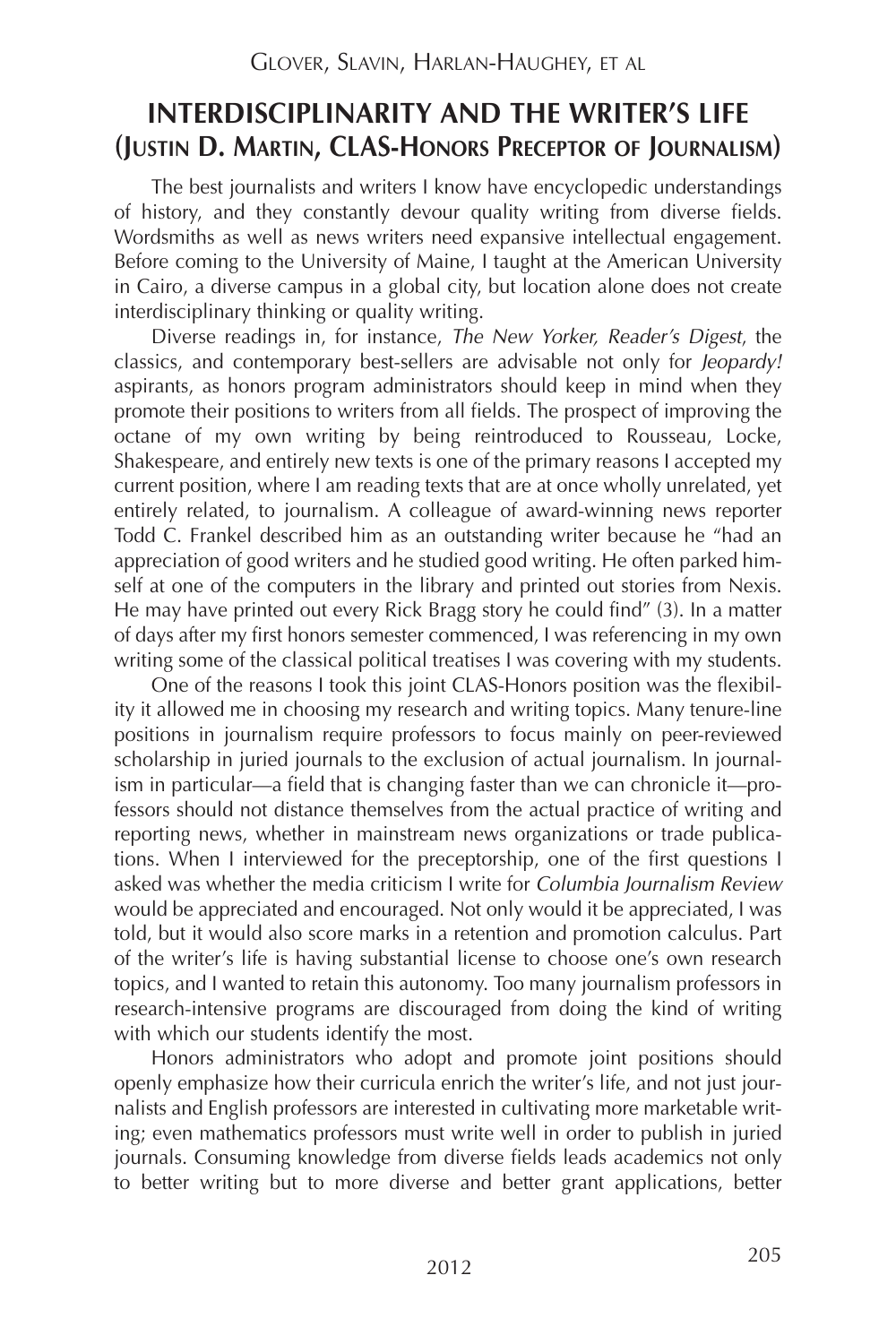## INTERDISCIPLINARITY AND THE WRITER'S LIFE (JUSTIN D. MARTIN, CLAS-HONORS PRECEPTOR OF JOURNALISM)

The best journalists and writers I know have encyclopedic understandings of history, and they constantly devour quality writing from diverse fields. Wordsmiths as well as news writers need expansive intellectual engagement. Before coming to the University of Maine, I taught at the American University in Cairo, a diverse campus in a global city, but location alone does not create interdisciplinary thinking or quality writing.

Diverse readings in, for instance, *The New Yorker, Reader's Digest*, the classics, and contemporary best-sellers are advisable not only for *Jeopardy!* aspirants, as honors program administrators should keep in mind when they promote their positions to writers from all fields. The prospect of improving the octane of my own writing by being reintroduced to Rousseau, Locke, Shakespeare, and entirely new texts is one of the primary reasons I accepted my current position, where I am reading texts that are at once wholly unrelated, yet entirely related, to journalism. A colleague of award-winning news reporter Todd C. Frankel described him as an outstanding writer because he "had an appreciation of good writers and he studied good writing. He often parked himself at one of the computers in the library and printed out stories from Nexis. He may have printed out every Rick Bragg story he could find" (3). In a matter of days after my first honors semester commenced, I was referencing in my own writing some of the classical political treatises I was covering with my students.

One of the reasons I took this joint CLAS-Honors position was the flexibility it allowed me in choosing my research and writing topics. Many tenure-line positions in journalism require professors to focus mainly on peer-reviewed scholarship in juried journals to the exclusion of actual journalism. In journalism in particular—a field that is changing faster than we can chronicle it—professors should not distance themselves from the actual practice of writing and reporting news, whether in mainstream news organizations or trade publications. When I interviewed for the preceptorship, one of the first questions I asked was whether the media criticism I write for *Columbia Journalism Review* would be appreciated and encouraged. Not only would it be appreciated, I was told, but it would also score marks in a retention and promotion calculus. Part of the writer's life is having substantial license to choose one's own research topics, and I wanted to retain this autonomy. Too many journalism professors in research-intensive programs are discouraged from doing the kind of writing with which our students identify the most.

Honors administrators who adopt and promote joint positions should openly emphasize how their curricula enrich the writer's life, and not just journalists and English professors are interested in cultivating more marketable writing; even mathematics professors must write well in order to publish in juried journals. Consuming knowledge from diverse fields leads academics not only to better writing but to more diverse and better grant applications, better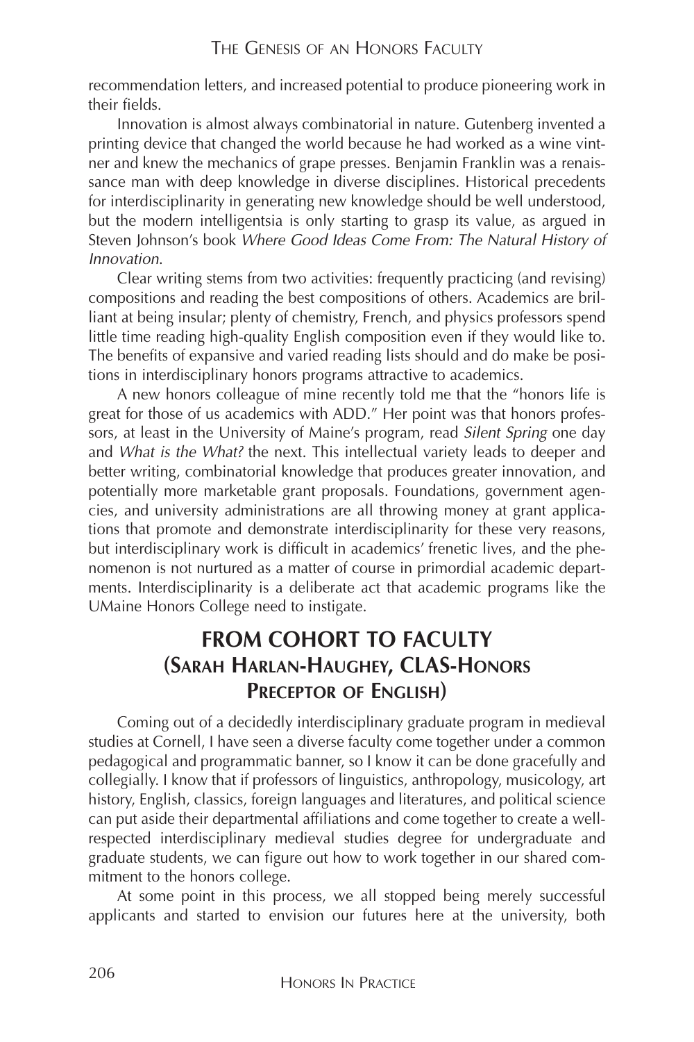recommendation letters, and increased potential to produce pioneering work in their fields.

Innovation is almost always combinatorial in nature. Gutenberg invented a printing device that changed the world because he had worked as a wine vintner and knew the mechanics of grape presses. Benjamin Franklin was a renaissance man with deep knowledge in diverse disciplines. Historical precedents for interdisciplinarity in generating new knowledge should be well understood, but the modern intelligentsia is only starting to grasp its value, as argued in Steven Johnson's book *Where Good Ideas Come From: The Natural History of Innovation*.

Clear writing stems from two activities: frequently practicing (and revising) compositions and reading the best compositions of others. Academics are brilliant at being insular; plenty of chemistry, French, and physics professors spend little time reading high-quality English composition even if they would like to. The benefits of expansive and varied reading lists should and do make be positions in interdisciplinary honors programs attractive to academics.

A new honors colleague of mine recently told me that the "honors life is great for those of us academics with ADD." Her point was that honors professors, at least in the University of Maine's program, read *Silent Spring* one day and *What is the What?* the next. This intellectual variety leads to deeper and better writing, combinatorial knowledge that produces greater innovation, and potentially more marketable grant proposals. Foundations, government agencies, and university administrations are all throwing money at grant applications that promote and demonstrate interdisciplinarity for these very reasons, but interdisciplinary work is difficult in academics' frenetic lives, and the phenomenon is not nurtured as a matter of course in primordial academic departments. Interdisciplinarity is a deliberate act that academic programs like the UMaine Honors College need to instigate.

## FROM COHORT TO FACULTY (SARAH HARLAN-HAUGHEY, CLAS-HONORS PRECEPTOR OF ENGLISH)

Coming out of a decidedly interdisciplinary graduate program in medieval studies at Cornell, I have seen a diverse faculty come together under a common pedagogical and programmatic banner, so I know it can be done gracefully and collegially. I know that if professors of linguistics, anthropology, musicology, art history, English, classics, foreign languages and literatures, and political science can put aside their departmental affiliations and come together to create a well-respected interdisciplinary medieval studies degree for undergraduate and graduate students, we can figure out how to work together in our shared commitment to the honors college.

At some point in this process, we all stopped being merely successful applicants and started to envision our futures here at the university, both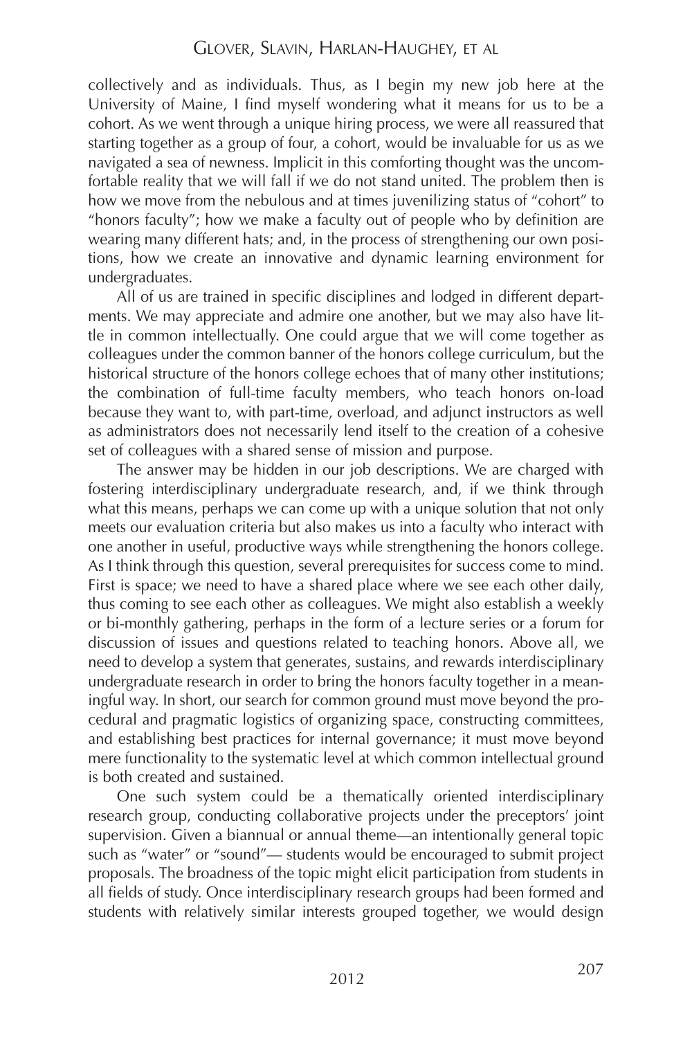collectively and as individuals. Thus, as I begin my new job here at the University of Maine, I find myself wondering what it means for us to be a cohort. As we went through a unique hiring process, we were all reassured that starting together as a group of four, a cohort, would be invaluable for us as we navigated a sea of newness. Implicit in this comforting thought was the uncomfortable reality that we will fall if we do not stand united. The problem then is how we move from the nebulous and at times juvenilizing status of "cohort" to "honors faculty"; how we make a faculty out of people who by definition are wearing many different hats; and, in the process of strengthening our own positions, how we create an innovative and dynamic learning environment for undergraduates.

All of us are trained in specific disciplines and lodged in different departments. We may appreciate and admire one another, but we may also have little in common intellectually. One could argue that we will come together as colleagues under the common banner of the honors college curriculum, but the historical structure of the honors college echoes that of many other institutions; the combination of full-time faculty members, who teach honors on-load because they want to, with part-time, overload, and adjunct instructors as well as administrators does not necessarily lend itself to the creation of a cohesive set of colleagues with a shared sense of mission and purpose.

The answer may be hidden in our job descriptions. We are charged with fostering interdisciplinary undergraduate research, and, if we think through what this means, perhaps we can come up with a unique solution that not only meets our evaluation criteria but also makes us into a faculty who interact with one another in useful, productive ways while strengthening the honors college. As I think through this question, several prerequisites for success come to mind. First is space; we need to have a shared place where we see each other daily, thus coming to see each other as colleagues. We might also establish a weekly or bi-monthly gathering, perhaps in the form of a lecture series or a forum for discussion of issues and questions related to teaching honors. Above all, we need to develop a system that generates, sustains, and rewards interdisciplinary undergraduate research in order to bring the honors faculty together in a meaningful way. In short, our search for common ground must move beyond the procedural and pragmatic logistics of organizing space, constructing committees, and establishing best practices for internal governance; it must move beyond mere functionality to the systematic level at which common intellectual ground is both created and sustained.

One such system could be a thematically oriented interdisciplinary research group, conducting collaborative projects under the preceptors' joint supervision. Given a biannual or annual theme—an intentionally general topic such as "water" or "sound"— students would be encouraged to submit project proposals. The broadness of the topic might elicit participation from students in all fields of study. Once interdisciplinary research groups had been formed and students with relatively similar interests grouped together, we would design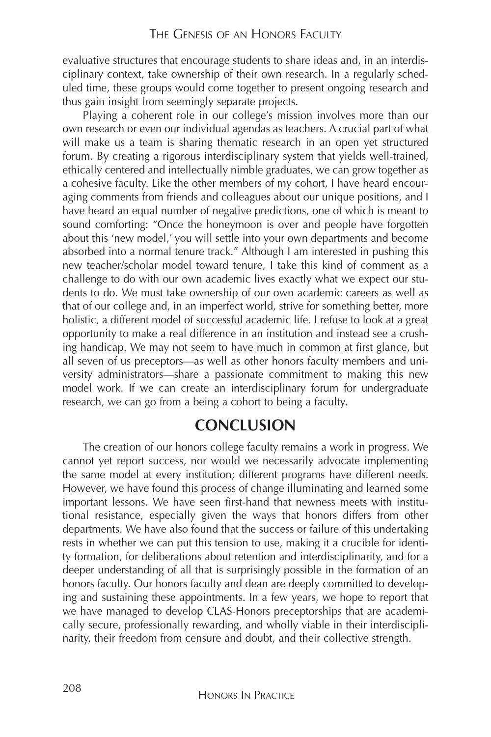evaluative structures that encourage students to share ideas and, in an interdisciplinary context, take ownership of their own research. In a regularly scheduled time, these groups would come together to present ongoing research and thus gain insight from seemingly separate projects.

Playing a coherent role in our college's mission involves more than our own research or even our individual agendas as teachers. A crucial part of what will make us a team is sharing thematic research in an open yet structured forum. By creating a rigorous interdisciplinary system that yields well-trained, ethically centered and intellectually nimble graduates, we can grow together as a cohesive faculty. Like the other members of my cohort, I have heard encouraging comments from friends and colleagues about our unique positions, and I have heard an equal number of negative predictions, one of which is meant to sound comforting: "Once the honeymoon is over and people have forgotten about this 'new model,' you will settle into your own departments and become absorbed into a normal tenure track." Although I am interested in pushing this new teacher/scholar model toward tenure, I take this kind of comment as a challenge to do with our own academic lives exactly what we expect our students to do. We must take ownership of our own academic careers as well as that of our college and, in an imperfect world, strive for something better, more holistic, a different model of successful academic life. I refuse to look at a great opportunity to make a real difference in an institution and instead see a crushing handicap. We may not seem to have much in common at first glance, but all seven of us preceptors—as well as other honors faculty members and university administrators—share a passionate commitment to making this new model work. If we can create an interdisciplinary forum for undergraduate research, we can go from a being a cohort to being a faculty.

## CONCLUSION

The creation of our honors college faculty remains a work in progress. We cannot yet report success, nor would we necessarily advocate implementing the same model at every institution; different programs have different needs. However, we have found this process of change illuminating and learned some important lessons. We have seen first-hand that newness meets with institutional resistance, especially given the ways that honors differs from other departments. We have also found that the success or failure of this undertaking rests in whether we can put this tension to use, making it a crucible for identity formation, for deliberations about retention and interdisciplinarity, and for a deeper understanding of all that is surprisingly possible in the formation of an honors faculty. Our honors faculty and dean are deeply committed to developing and sustaining these appointments. In a few years, we hope to report that we have managed to develop CLAS-Honors preceptorships that are academically secure, professionally rewarding, and wholly viable in their interdisciplinarity, their freedom from censure and doubt, and their collective strength.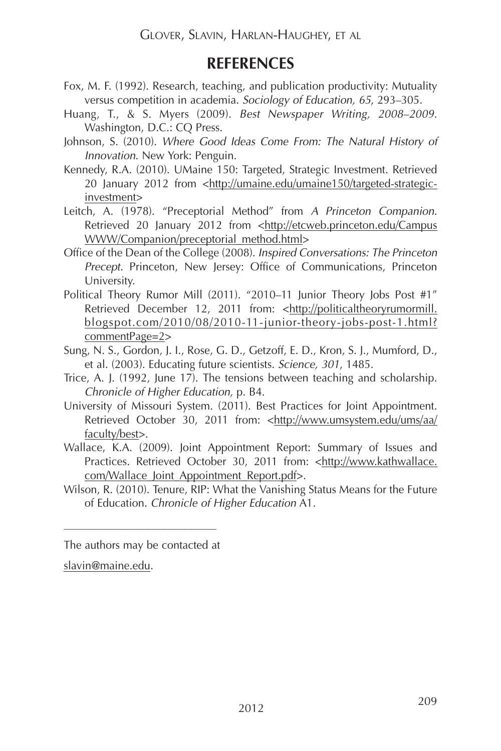## REFERENCES

Fox, M. F. (1992). Research, teaching, and publication productivity: Mutuality versus competition in academia. *Sociology of Education, 65*, 293–305.

Huang, T., & S. Myers (2009). *Best Newspaper Writing, 2008–2009*. Washington, D.C.: CQ Press.

Johnson, S. (2010). *Where Good Ideas Come From: The Natural History of Innovation*. New York: Penguin.

Kennedy, R.A. (2010). UMaine 150: Targeted, Strategic Investment. Retrieved 20 January 2012 from <http://umaine.edu/umaine150/targeted-strategic-investment>

Leitch, A. (1978). "Preceptorial Method" from *A Princeton Companion*. Retrieved 20 January 2012 from <http://etcweb.princeton.edu/CampusWWW/Companion/preceptorial_method.html>

Office of the Dean of the College (2008). *Inspired Conversations: The Princeton Precept.* Princeton, New Jersey: Office of Communications, Princeton University.

Political Theory Rumor Mill (2011). "2010–11 Junior Theory Jobs Post #1" Retrieved December 12, 2011 from: <http://politicaltheoryrumormill.blogspot.com/2010/08/2010-11-junior-theory-jobs-post-1.html?commentPage=2>

Sung, N. S., Gordon, J. I., Rose, G. D., Getzoff, E. D., Kron, S. J., Mumford, D., et al. (2003). Educating future scientists. *Science, 301*, 1485.

Trice, A. J. (1992, June 17). The tensions between teaching and scholarship. *Chronicle of Higher Education,* p. B4.

University of Missouri System. (2011). Best Practices for Joint Appointment. Retrieved October 30, 2011 from: <http://www.umsystem.edu/ums/aa/faculty/best>.

Wallace, K.A. (2009). Joint Appointment Report: Summary of Issues and Practices. Retrieved October 30, 2011 from: <http://www.kathwallace.com/Wallace_Joint_Appointment_Report.pdf>.

Wilson, R. (2010). Tenure, RIP: What the Vanishing Status Means for the Future of Education. *Chronicle of Higher Education* A1.

---

The authors may be contacted at

slavin@maine.edu.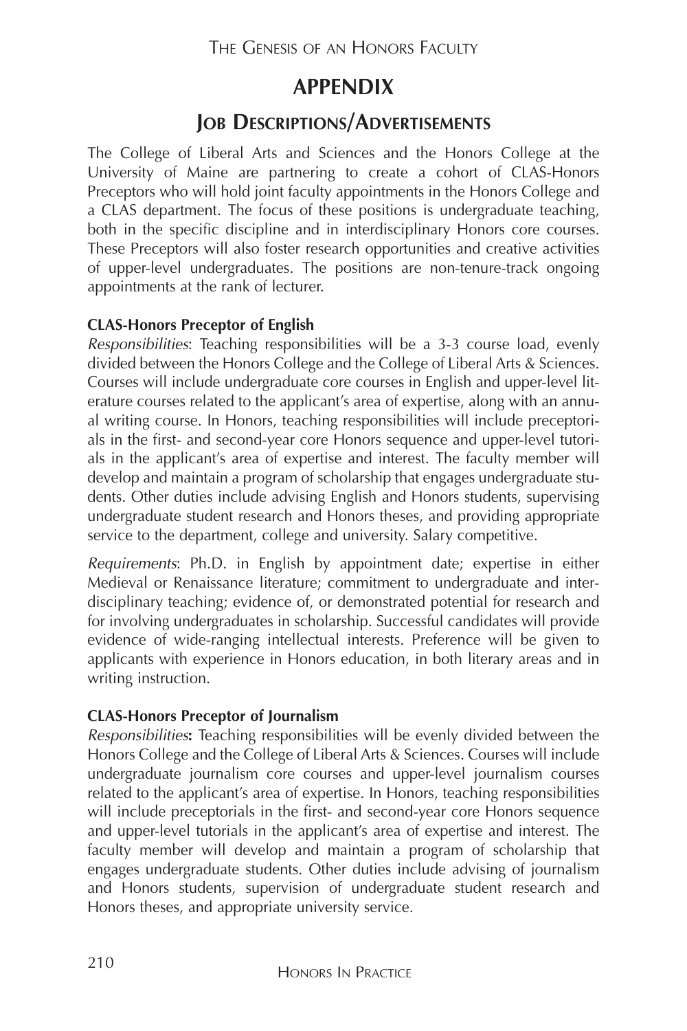# APPENDIX

## Job Descriptions/Advertisements

The College of Liberal Arts and Sciences and the Honors College at the University of Maine are partnering to create a cohort of CLAS-Honors Preceptors who will hold joint faculty appointments in the Honors College and a CLAS department. The focus of these positions is undergraduate teaching, both in the specific discipline and in interdisciplinary Honors core courses. These Preceptors will also foster research opportunities and creative activities of upper-level undergraduates. The positions are non-tenure-track ongoing appointments at the rank of lecturer.

**CLAS-Honors Preceptor of English**

*Responsibilities*: Teaching responsibilities will be a 3-3 course load, evenly divided between the Honors College and the College of Liberal Arts & Sciences. Courses will include undergraduate core courses in English and upper-level literature courses related to the applicant's area of expertise, along with an annual writing course. In Honors, teaching responsibilities will include preceptorials in the first- and second-year core Honors sequence and upper-level tutorials in the applicant's area of expertise and interest. The faculty member will develop and maintain a program of scholarship that engages undergraduate students. Other duties include advising English and Honors students, supervising undergraduate student research and Honors theses, and providing appropriate service to the department, college and university. Salary competitive.

*Requirements*: Ph.D. in English by appointment date; expertise in either Medieval or Renaissance literature; commitment to undergraduate and interdisciplinary teaching; evidence of, or demonstrated potential for research and for involving undergraduates in scholarship. Successful candidates will provide evidence of wide-ranging intellectual interests. Preference will be given to applicants with experience in Honors education, in both literary areas and in writing instruction.

**CLAS-Honors Preceptor of Journalism**

*Responsibilities***:** Teaching responsibilities will be evenly divided between the Honors College and the College of Liberal Arts & Sciences. Courses will include undergraduate journalism core courses and upper-level journalism courses related to the applicant's area of expertise. In Honors, teaching responsibilities will include preceptorials in the first- and second-year core Honors sequence and upper-level tutorials in the applicant's area of expertise and interest. The faculty member will develop and maintain a program of scholarship that engages undergraduate students. Other duties include advising of journalism and Honors students, supervision of undergraduate student research and Honors theses, and appropriate university service.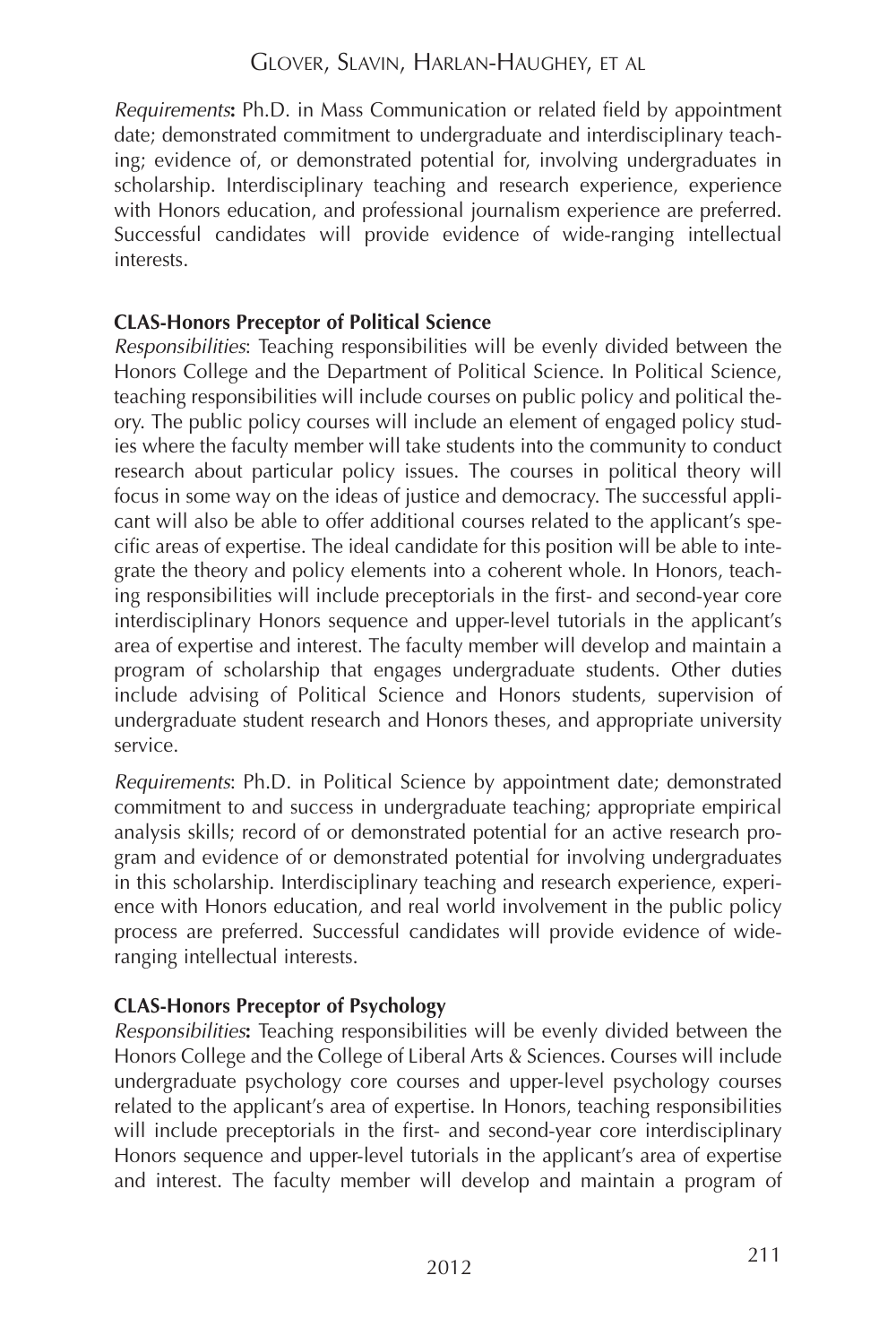*Requirements***:** Ph.D. in Mass Communication or related field by appointment date; demonstrated commitment to undergraduate and interdisciplinary teaching; evidence of, or demonstrated potential for, involving undergraduates in scholarship. Interdisciplinary teaching and research experience, experience with Honors education, and professional journalism experience are preferred. Successful candidates will provide evidence of wide-ranging intellectual interests.

**CLAS-Honors Preceptor of Political Science**

*Responsibilities*: Teaching responsibilities will be evenly divided between the Honors College and the Department of Political Science. In Political Science, teaching responsibilities will include courses on public policy and political theory. The public policy courses will include an element of engaged policy studies where the faculty member will take students into the community to conduct research about particular policy issues. The courses in political theory will focus in some way on the ideas of justice and democracy. The successful applicant will also be able to offer additional courses related to the applicant's specific areas of expertise. The ideal candidate for this position will be able to integrate the theory and policy elements into a coherent whole. In Honors, teaching responsibilities will include preceptorials in the first- and second-year core interdisciplinary Honors sequence and upper-level tutorials in the applicant's area of expertise and interest. The faculty member will develop and maintain a program of scholarship that engages undergraduate students. Other duties include advising of Political Science and Honors students, supervision of undergraduate student research and Honors theses, and appropriate university service.

*Requirements*: Ph.D. in Political Science by appointment date; demonstrated commitment to and success in undergraduate teaching; appropriate empirical analysis skills; record of or demonstrated potential for an active research program and evidence of or demonstrated potential for involving undergraduates in this scholarship. Interdisciplinary teaching and research experience, experience with Honors education, and real world involvement in the public policy process are preferred. Successful candidates will provide evidence of wide-ranging intellectual interests.

**CLAS-Honors Preceptor of Psychology**

*Responsibilities***:** Teaching responsibilities will be evenly divided between the Honors College and the College of Liberal Arts & Sciences. Courses will include undergraduate psychology core courses and upper-level psychology courses related to the applicant's area of expertise. In Honors, teaching responsibilities will include preceptorials in the first- and second-year core interdisciplinary Honors sequence and upper-level tutorials in the applicant's area of expertise and interest. The faculty member will develop and maintain a program of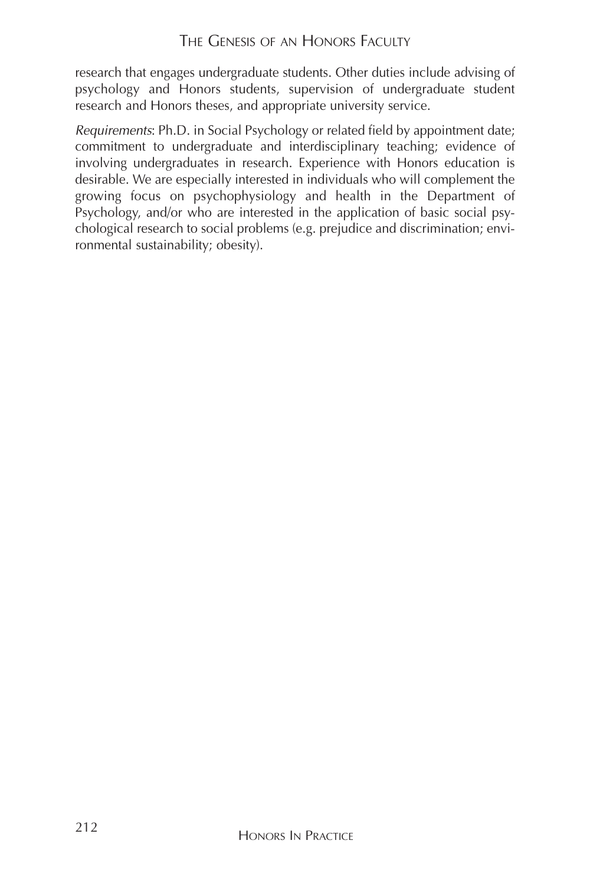research that engages undergraduate students. Other duties include advising of psychology and Honors students, supervision of undergraduate student research and Honors theses, and appropriate university service.

*Requirements*: Ph.D. in Social Psychology or related field by appointment date; commitment to undergraduate and interdisciplinary teaching; evidence of involving undergraduates in research. Experience with Honors education is desirable. We are especially interested in individuals who will complement the growing focus on psychophysiology and health in the Department of Psychology, and/or who are interested in the application of basic social psychological research to social problems (e.g. prejudice and discrimination; environmental sustainability; obesity).